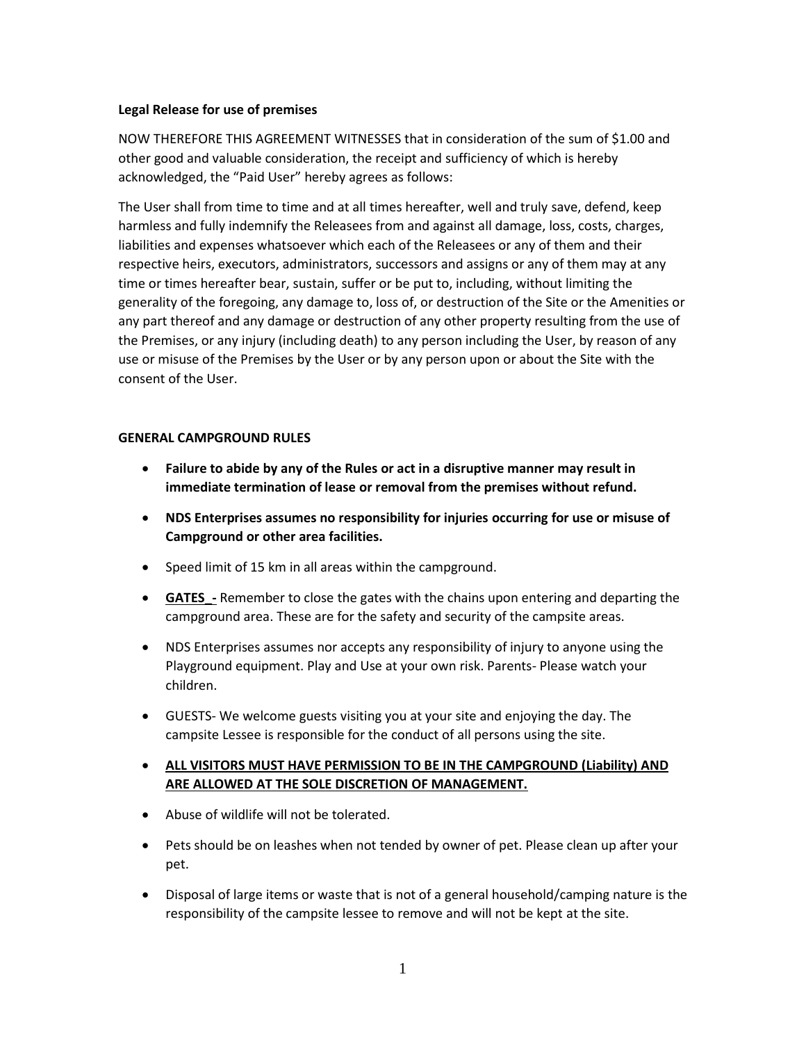**Legal Release for use of premises**

NOW THEREFORE THIS AGREEMENT WITNESSES that in consideration of the sum of $1.00 and other good and valuable consideration, the receipt and sufficiency of which is hereby acknowledged, the "Paid User" hereby agrees as follows:

The User shall from time to time and at all times hereafter, well and truly save, defend, keep harmless and fully indemnify the Releasees from and against all damage, loss, costs, charges, liabilities and expenses whatsoever which each of the Releasees or any of them and their respective heirs, executors, administrators, successors and assigns or any of them may at any time or times hereafter bear, sustain, suffer or be put to, including, without limiting the generality of the foregoing, any damage to, loss of, or destruction of the Site or the Amenities or any part thereof and any damage or destruction of any other property resulting from the use of the Premises, or any injury (including death) to any person including the User, by reason of any use or misuse of the Premises by the User or by any person upon or about the Site with the consent of the User.

**GENERAL CAMPGROUND RULES**

- **Failure to abide by any of the Rules or act in a disruptive manner may result in immediate termination of lease or removal from the premises without refund.**
- **NDS Enterprises assumes no responsibility for injuries occurring for use or misuse of Campground or other area facilities.**
- Speed limit of 15 km in all areas within the campground.
- **GATES _-** Remember to close the gates with the chains upon entering and departing the campground area. These are for the safety and security of the campsite areas.
- NDS Enterprises assumes nor accepts any responsibility of injury to anyone using the Playground equipment. Play and Use at your own risk. Parents- Please watch your children.
- GUESTS- We welcome guests visiting you at your site and enjoying the day. The campsite Lessee is responsible for the conduct of all persons using the site.
- **ALL VISITORS MUST HAVE PERMISSION TO BE IN THE CAMPGROUND (Liability) AND ARE ALLOWED AT THE SOLE DISCRETION OF MANAGEMENT.**
- Abuse of wildlife will not be tolerated.
- Pets should be on leashes when not tended by owner of pet. Please clean up after your pet.
- Disposal of large items or waste that is not of a general household/camping nature is the responsibility of the campsite lessee to remove and will not be kept at the site.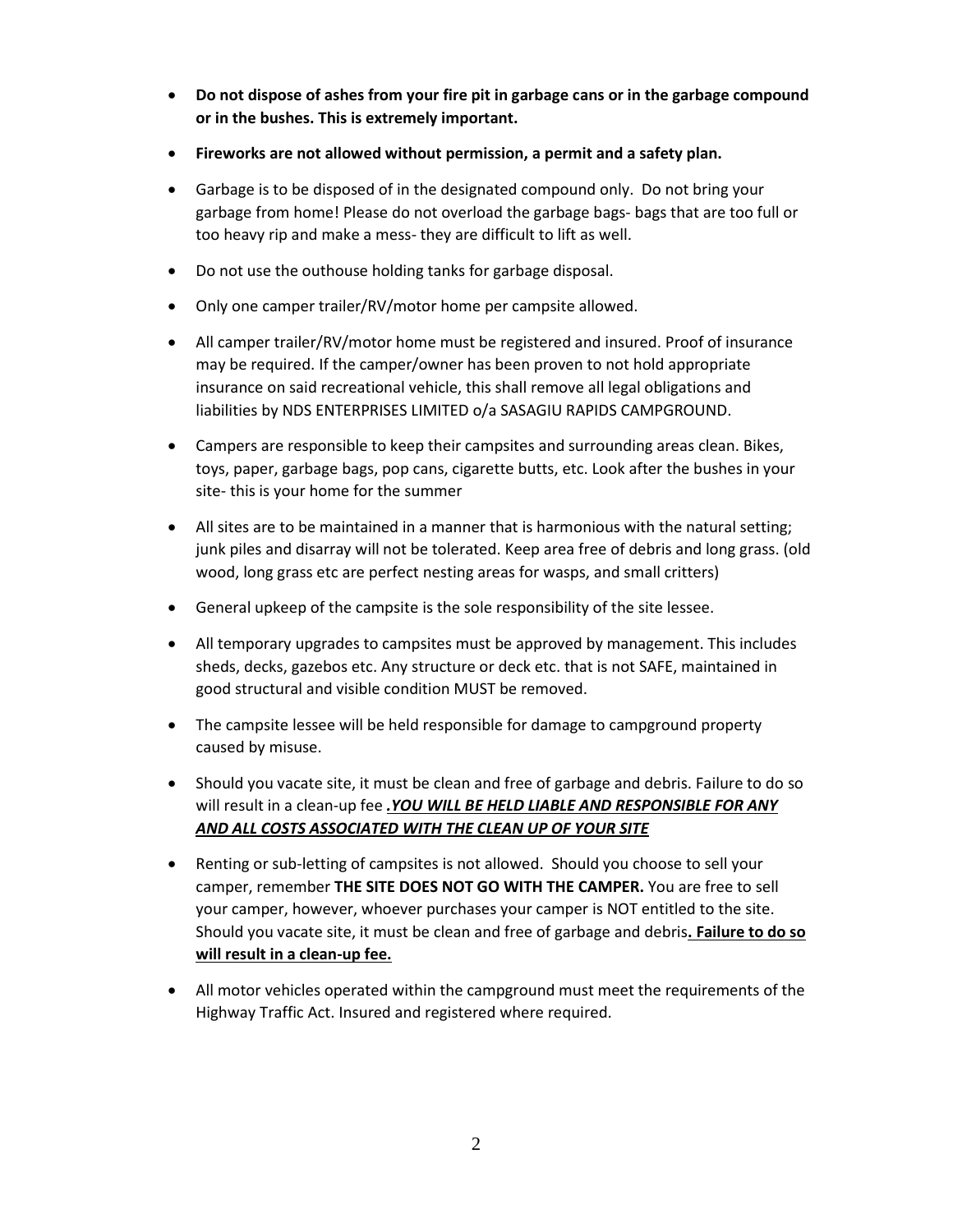- **Do not dispose of ashes from your fire pit in garbage cans or in the garbage compound or in the bushes. This is extremely important.**
- **Fireworks are not allowed without permission, a permit and a safety plan.**
- Garbage is to be disposed of in the designated compound only. Do not bring your garbage from home! Please do not overload the garbage bags- bags that are too full or too heavy rip and make a mess- they are difficult to lift as well.
- Do not use the outhouse holding tanks for garbage disposal.
- Only one camper trailer/RV/motor home per campsite allowed.
- All camper trailer/RV/motor home must be registered and insured. Proof of insurance may be required. If the camper/owner has been proven to not hold appropriate insurance on said recreational vehicle, this shall remove all legal obligations and liabilities by NDS ENTERPRISES LIMITED o/a SASAGIU RAPIDS CAMPGROUND.
- Campers are responsible to keep their campsites and surrounding areas clean. Bikes, toys, paper, garbage bags, pop cans, cigarette butts, etc. Look after the bushes in your site- this is your home for the summer
- All sites are to be maintained in a manner that is harmonious with the natural setting; junk piles and disarray will not be tolerated. Keep area free of debris and long grass. (old wood, long grass etc are perfect nesting areas for wasps, and small critters)
- General upkeep of the campsite is the sole responsibility of the site lessee.
- All temporary upgrades to campsites must be approved by management. This includes sheds, decks, gazebos etc. Any structure or deck etc. that is not SAFE, maintained in good structural and visible condition MUST be removed.
- The campsite lessee will be held responsible for damage to campground property caused by misuse.
- Should you vacate site, it must be clean and free of garbage and debris. Failure to do so will result in a clean-up fee ***.YOU WILL BE HELD LIABLE AND RESPONSIBLE FOR ANY AND ALL COSTS ASSOCIATED WITH THE CLEAN UP OF YOUR SITE***
- Renting or sub-letting of campsites is not allowed. Should you choose to sell your camper, remember **THE SITE DOES NOT GO WITH THE CAMPER.** You are free to sell your camper, however, whoever purchases your camper is NOT entitled to the site. Should you vacate site, it must be clean and free of garbage and debris**. Failure to do so will result in a clean-up fee.**
- All motor vehicles operated within the campground must meet the requirements of the Highway Traffic Act. Insured and registered where required.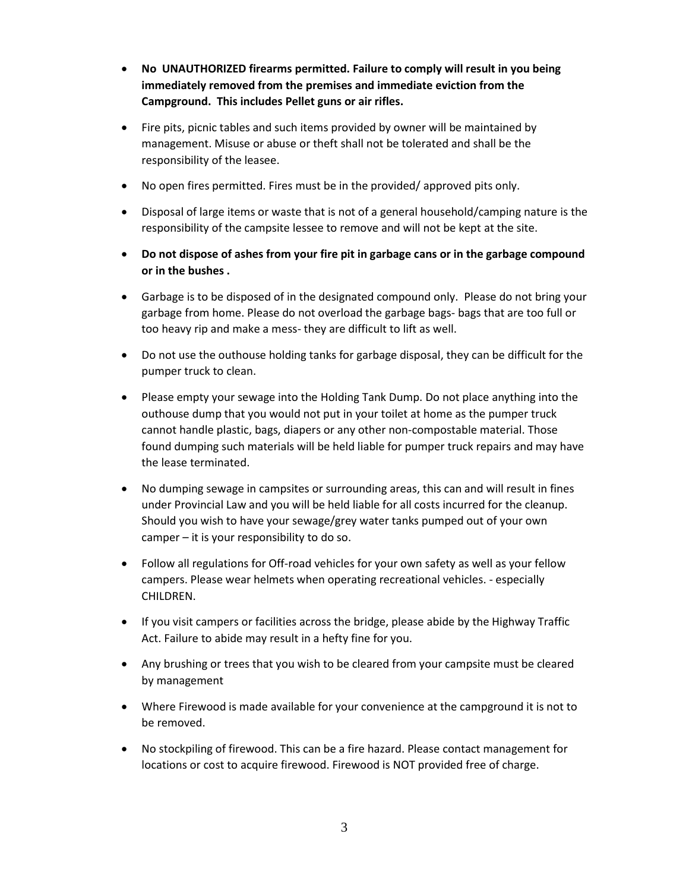- **No  UNAUTHORIZED firearms permitted. Failure to comply will result in you being immediately removed from the premises and immediate eviction from the Campground.  This includes Pellet guns or air rifles.**
- Fire pits, picnic tables and such items provided by owner will be maintained by management. Misuse or abuse or theft shall not be tolerated and shall be the responsibility of the leasee.
- No open fires permitted. Fires must be in the provided/ approved pits only.
- Disposal of large items or waste that is not of a general household/camping nature is the responsibility of the campsite lessee to remove and will not be kept at the site.
- **Do not dispose of ashes from your fire pit in garbage cans or in the garbage compound or in the bushes .**
- Garbage is to be disposed of in the designated compound only.  Please do not bring your garbage from home. Please do not overload the garbage bags- bags that are too full or too heavy rip and make a mess- they are difficult to lift as well.
- Do not use the outhouse holding tanks for garbage disposal, they can be difficult for the pumper truck to clean.
- Please empty your sewage into the Holding Tank Dump. Do not place anything into the outhouse dump that you would not put in your toilet at home as the pumper truck cannot handle plastic, bags, diapers or any other non-compostable material. Those found dumping such materials will be held liable for pumper truck repairs and may have the lease terminated.
- No dumping sewage in campsites or surrounding areas, this can and will result in fines under Provincial Law and you will be held liable for all costs incurred for the cleanup. Should you wish to have your sewage/grey water tanks pumped out of your own camper – it is your responsibility to do so.
- Follow all regulations for Off-road vehicles for your own safety as well as your fellow campers. Please wear helmets when operating recreational vehicles. - especially CHILDREN.
- If you visit campers or facilities across the bridge, please abide by the Highway Traffic Act. Failure to abide may result in a hefty fine for you.
- Any brushing or trees that you wish to be cleared from your campsite must be cleared by management
- Where Firewood is made available for your convenience at the campground it is not to be removed.
- No stockpiling of firewood. This can be a fire hazard. Please contact management for locations or cost to acquire firewood. Firewood is NOT provided free of charge.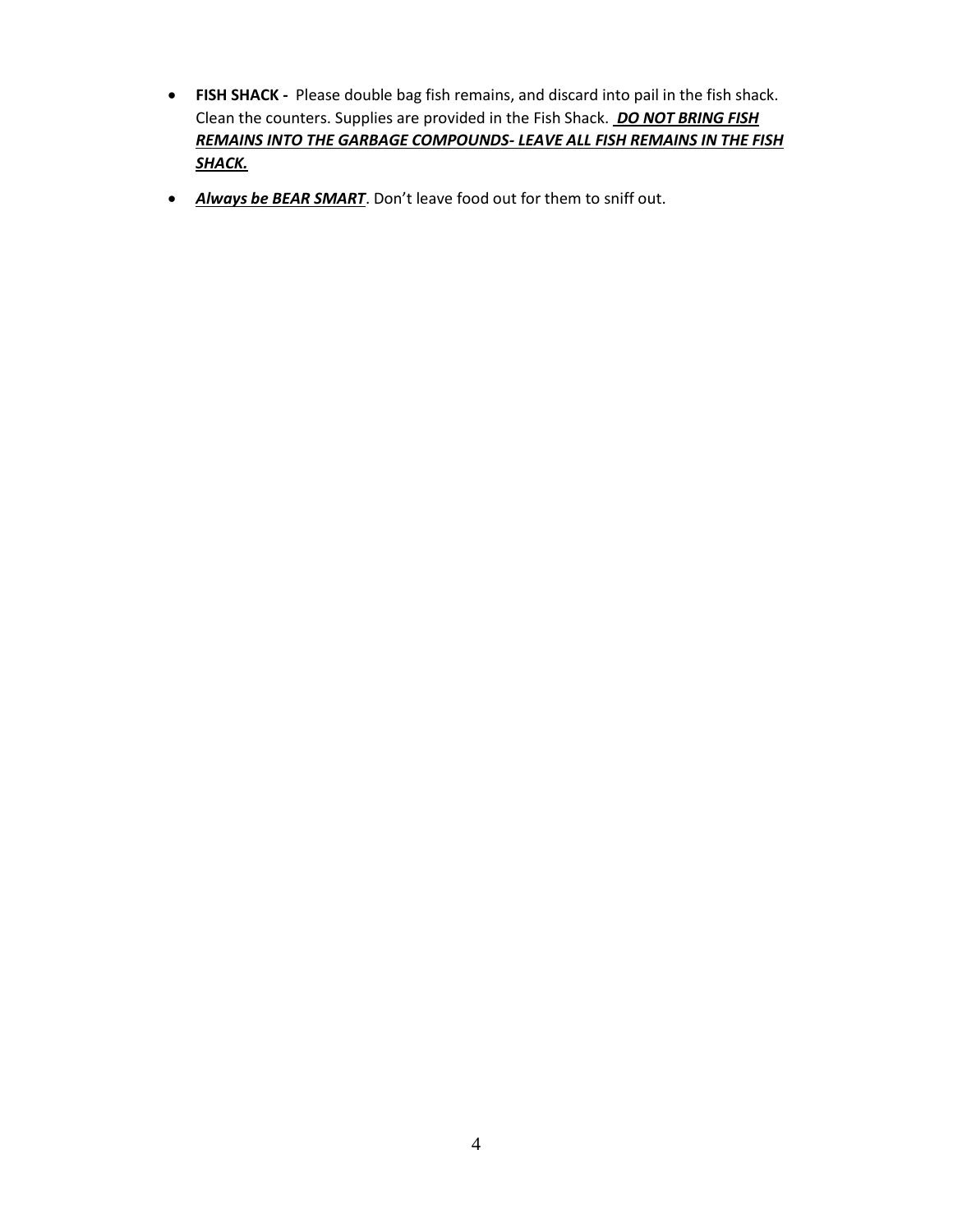- **FISH SHACK -** Please double bag fish remains, and discard into pail in the fish shack. Clean the counters. Supplies are provided in the Fish Shack. ***DO NOT BRING FISH REMAINS INTO THE GARBAGE COMPOUNDS- LEAVE ALL FISH REMAINS IN THE FISH SHACK.***
- ***Always be BEAR SMART***. Don't leave food out for them to sniff out.